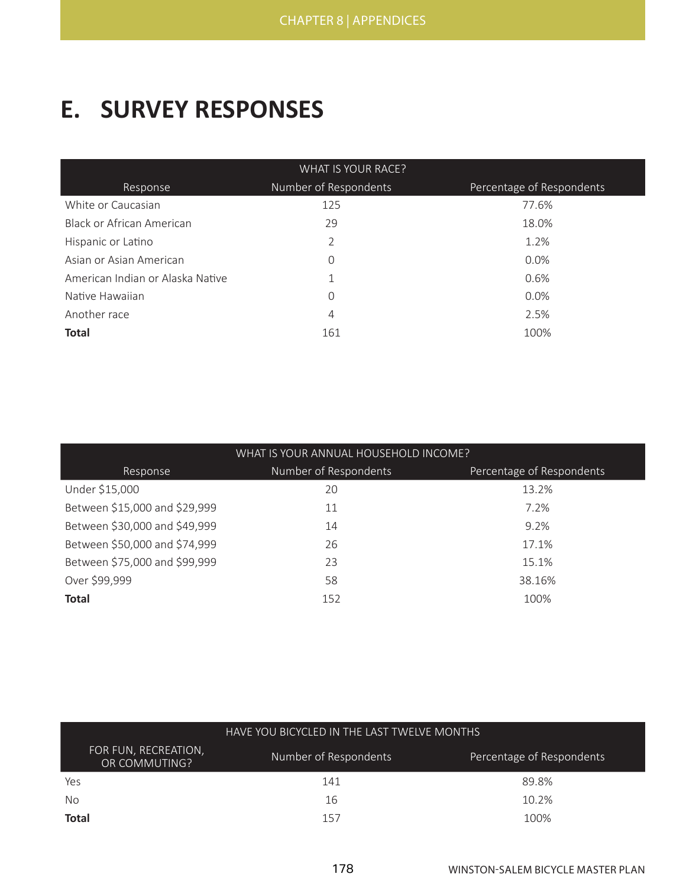# E. SURVEY RESPONSES

| WHAT IS YOUR RACE? | | |
|---|---|---|
| Response | Number of Respondents | Percentage of Respondents |
| White or Caucasian | 125 | 77.6% |
| Black or African American | 29 | 18.0% |
| Hispanic or Latino | 2 | 1.2% |
| Asian or Asian American | 0 | 0.0% |
| American Indian or Alaska Native | 1 | 0.6% |
| Native Hawaiian | 0 | 0.0% |
| Another race | 4 | 2.5% |
| **Total** | 161 | 100% |

| WHAT IS YOUR ANNUAL HOUSEHOLD INCOME? | | |
|---|---|---|
| Response | Number of Respondents | Percentage of Respondents |
| Under $15,000 | 20 | 13.2% |
| Between $15,000 and $29,999 | 11 | 7.2% |
| Between $30,000 and $49,999 | 14 | 9.2% |
| Between $50,000 and $74,999 | 26 | 17.1% |
| Between $75,000 and $99,999 | 23 | 15.1% |
| Over $99,999 | 58 | 38.16% |
| **Total** | 152 | 100% |

| HAVE YOU BICYCLED IN THE LAST TWELVE MONTHS | | |
|---|---|---|
| FOR FUN, RECREATION, OR COMMUTING? | Number of Respondents | Percentage of Respondents |
| Yes | 141 | 89.8% |
| No | 16 | 10.2% |
| **Total** | 157 | 100% |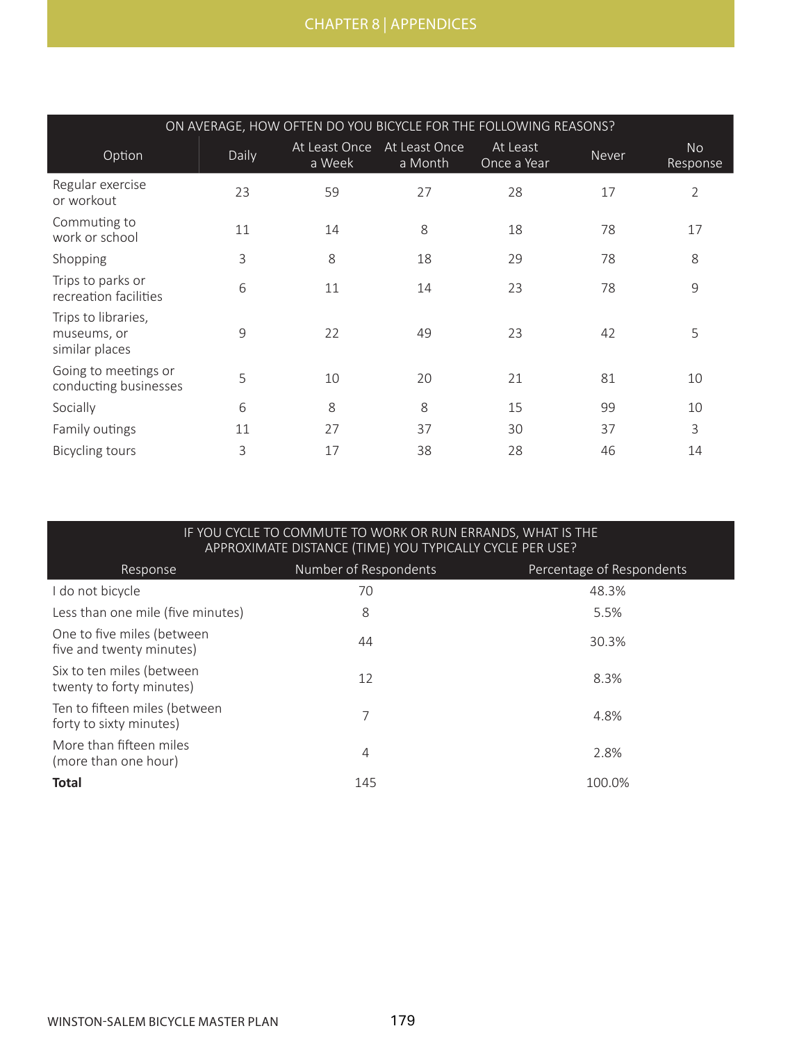| ON AVERAGE, HOW OFTEN DO YOU BICYCLE FOR THE FOLLOWING REASONS? | | | | | | |
|---|---|---|---|---|---|---|
| Option | Daily | At Least Once a Week | At Least Once a Month | At Least Once a Year | Never | No Response |
| Regular exercise or workout | 23 | 59 | 27 | 28 | 17 | 2 |
| Commuting to work or school | 11 | 14 | 8 | 18 | 78 | 17 |
| Shopping | 3 | 8 | 18 | 29 | 78 | 8 |
| Trips to parks or recreation facilities | 6 | 11 | 14 | 23 | 78 | 9 |
| Trips to libraries, museums, or similar places | 9 | 22 | 49 | 23 | 42 | 5 |
| Going to meetings or conducting businesses | 5 | 10 | 20 | 21 | 81 | 10 |
| Socially | 6 | 8 | 8 | 15 | 99 | 10 |
| Family outings | 11 | 27 | 37 | 30 | 37 | 3 |
| Bicycling tours | 3 | 17 | 38 | 28 | 46 | 14 |

| IF YOU CYCLE TO COMMUTE TO WORK OR RUN ERRANDS, WHAT IS THE APPROXIMATE DISTANCE (TIME) YOU TYPICALLY CYCLE PER USE? | | |
|---|---|---|
| Response | Number of Respondents | Percentage of Respondents |
| I do not bicycle | 70 | 48.3% |
| Less than one mile (five minutes) | 8 | 5.5% |
| One to five miles (between five and twenty minutes) | 44 | 30.3% |
| Six to ten miles (between twenty to forty minutes) | 12 | 8.3% |
| Ten to fifteen miles (between forty to sixty minutes) | 7 | 4.8% |
| More than fifteen miles (more than one hour) | 4 | 2.8% |
| **Total** | 145 | 100.0% |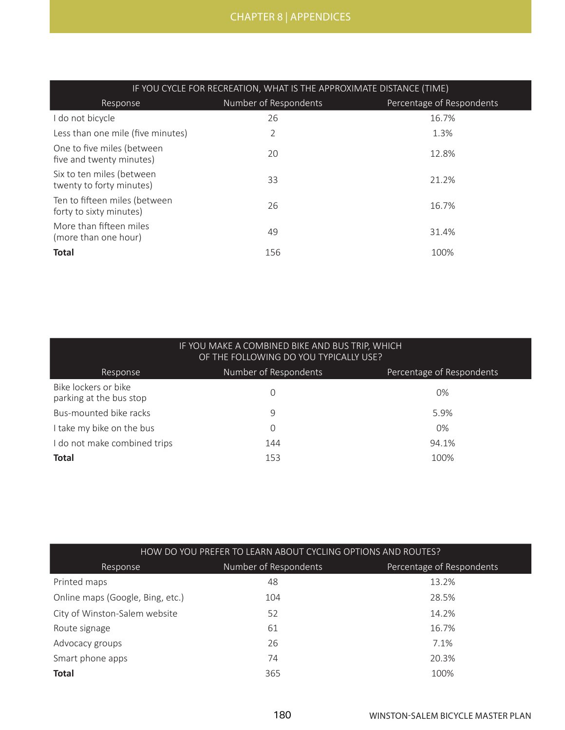| IF YOU CYCLE FOR RECREATION, WHAT IS THE APPROXIMATE DISTANCE (TIME) | | |
|---|---|---|
| Response | Number of Respondents | Percentage of Respondents |
| I do not bicycle | 26 | 16.7% |
| Less than one mile (five minutes) | 2 | 1.3% |
| One to five miles (between five and twenty minutes) | 20 | 12.8% |
| Six to ten miles (between twenty to forty minutes) | 33 | 21.2% |
| Ten to fifteen miles (between forty to sixty minutes) | 26 | 16.7% |
| More than fifteen miles (more than one hour) | 49 | 31.4% |
| **Total** | 156 | 100% |

| IF YOU MAKE A COMBINED BIKE AND BUS TRIP, WHICH OF THE FOLLOWING DO YOU TYPICALLY USE? | | |
|---|---|---|
| Response | Number of Respondents | Percentage of Respondents |
| Bike lockers or bike parking at the bus stop | 0 | 0% |
| Bus-mounted bike racks | 9 | 5.9% |
| I take my bike on the bus | 0 | 0% |
| I do not make combined trips | 144 | 94.1% |
| **Total** | 153 | 100% |

| HOW DO YOU PREFER TO LEARN ABOUT CYCLING OPTIONS AND ROUTES? | | |
|---|---|---|
| Response | Number of Respondents | Percentage of Respondents |
| Printed maps | 48 | 13.2% |
| Online maps (Google, Bing, etc.) | 104 | 28.5% |
| City of Winston-Salem website | 52 | 14.2% |
| Route signage | 61 | 16.7% |
| Advocacy groups | 26 | 7.1% |
| Smart phone apps | 74 | 20.3% |
| **Total** | 365 | 100% |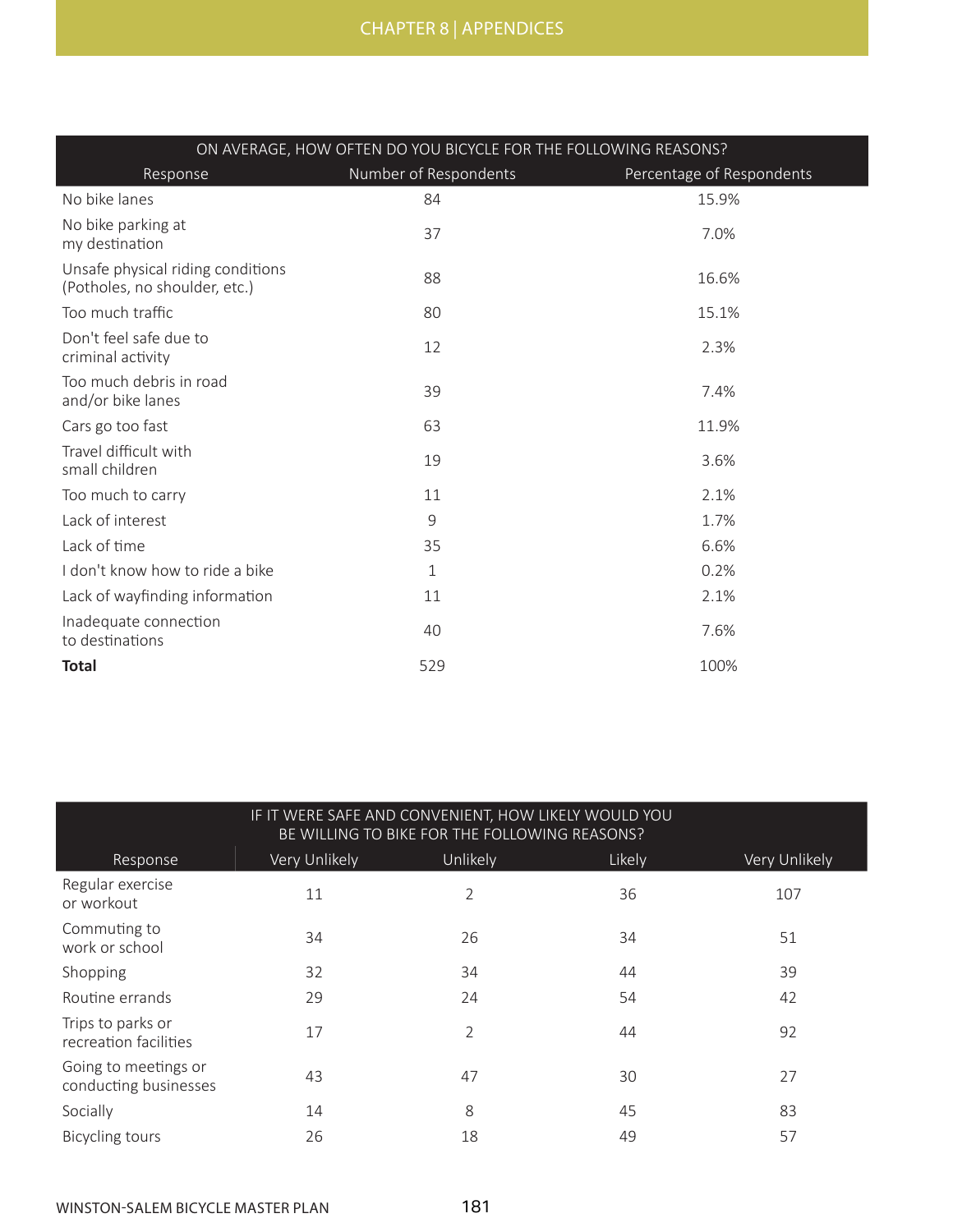| ON AVERAGE, HOW OFTEN DO YOU BICYCLE FOR THE FOLLOWING REASONS? | | |
|---|---|---|
| Response | Number of Respondents | Percentage of Respondents |
| No bike lanes | 84 | 15.9% |
| No bike parking at my destination | 37 | 7.0% |
| Unsafe physical riding conditions (Potholes, no shoulder, etc.) | 88 | 16.6% |
| Too much traffic | 80 | 15.1% |
| Don't feel safe due to criminal activity | 12 | 2.3% |
| Too much debris in road and/or bike lanes | 39 | 7.4% |
| Cars go too fast | 63 | 11.9% |
| Travel difficult with small children | 19 | 3.6% |
| Too much to carry | 11 | 2.1% |
| Lack of interest | 9 | 1.7% |
| Lack of time | 35 | 6.6% |
| I don't know how to ride a bike | 1 | 0.2% |
| Lack of wayfinding information | 11 | 2.1% |
| Inadequate connection to destinations | 40 | 7.6% |
| **Total** | 529 | 100% |

| IF IT WERE SAFE AND CONVENIENT, HOW LIKELY WOULD YOU BE WILLING TO BIKE FOR THE FOLLOWING REASONS? | | | | |
|---|---|---|---|---|
| Response | Very Unlikely | Unlikely | Likely | Very Unlikely |
| Regular exercise or workout | 11 | 2 | 36 | 107 |
| Commuting to work or school | 34 | 26 | 34 | 51 |
| Shopping | 32 | 34 | 44 | 39 |
| Routine errands | 29 | 24 | 54 | 42 |
| Trips to parks or recreation facilities | 17 | 2 | 44 | 92 |
| Going to meetings or conducting businesses | 43 | 47 | 30 | 27 |
| Socially | 14 | 8 | 45 | 83 |
| Bicycling tours | 26 | 18 | 49 | 57 |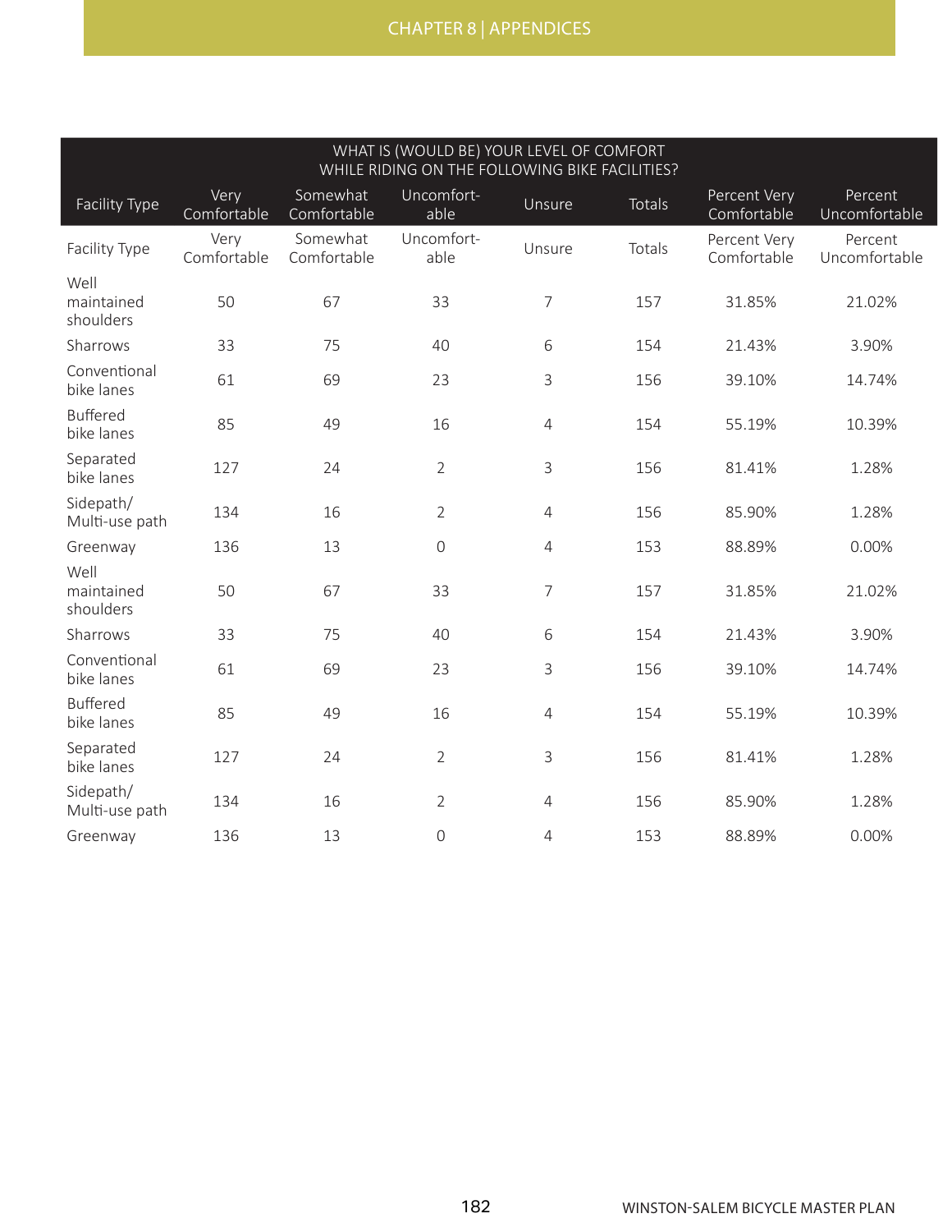| WHAT IS (WOULD BE) YOUR LEVEL OF COMFORT WHILE RIDING ON THE FOLLOWING BIKE FACILITIES? | | | | | | | |
|---|---|---|---|---|---|---|---|
| Facility Type | Very Comfortable | Somewhat Comfortable | Uncomfort-able | Unsure | Totals | Percent Very Comfortable | Percent Uncomfortable |
| Facility Type | Very Comfortable | Somewhat Comfortable | Uncomfort-able | Unsure | Totals | Percent Very Comfortable | Percent Uncomfortable |
| Well maintained shoulders | 50 | 67 | 33 | 7 | 157 | 31.85% | 21.02% |
| Sharrows | 33 | 75 | 40 | 6 | 154 | 21.43% | 3.90% |
| Conventional bike lanes | 61 | 69 | 23 | 3 | 156 | 39.10% | 14.74% |
| Buffered bike lanes | 85 | 49 | 16 | 4 | 154 | 55.19% | 10.39% |
| Separated bike lanes | 127 | 24 | 2 | 3 | 156 | 81.41% | 1.28% |
| Sidepath/ Multi-use path | 134 | 16 | 2 | 4 | 156 | 85.90% | 1.28% |
| Greenway | 136 | 13 | 0 | 4 | 153 | 88.89% | 0.00% |
| Well maintained shoulders | 50 | 67 | 33 | 7 | 157 | 31.85% | 21.02% |
| Sharrows | 33 | 75 | 40 | 6 | 154 | 21.43% | 3.90% |
| Conventional bike lanes | 61 | 69 | 23 | 3 | 156 | 39.10% | 14.74% |
| Buffered bike lanes | 85 | 49 | 16 | 4 | 154 | 55.19% | 10.39% |
| Separated bike lanes | 127 | 24 | 2 | 3 | 156 | 81.41% | 1.28% |
| Sidepath/ Multi-use path | 134 | 16 | 2 | 4 | 156 | 85.90% | 1.28% |
| Greenway | 136 | 13 | 0 | 4 | 153 | 88.89% | 0.00% |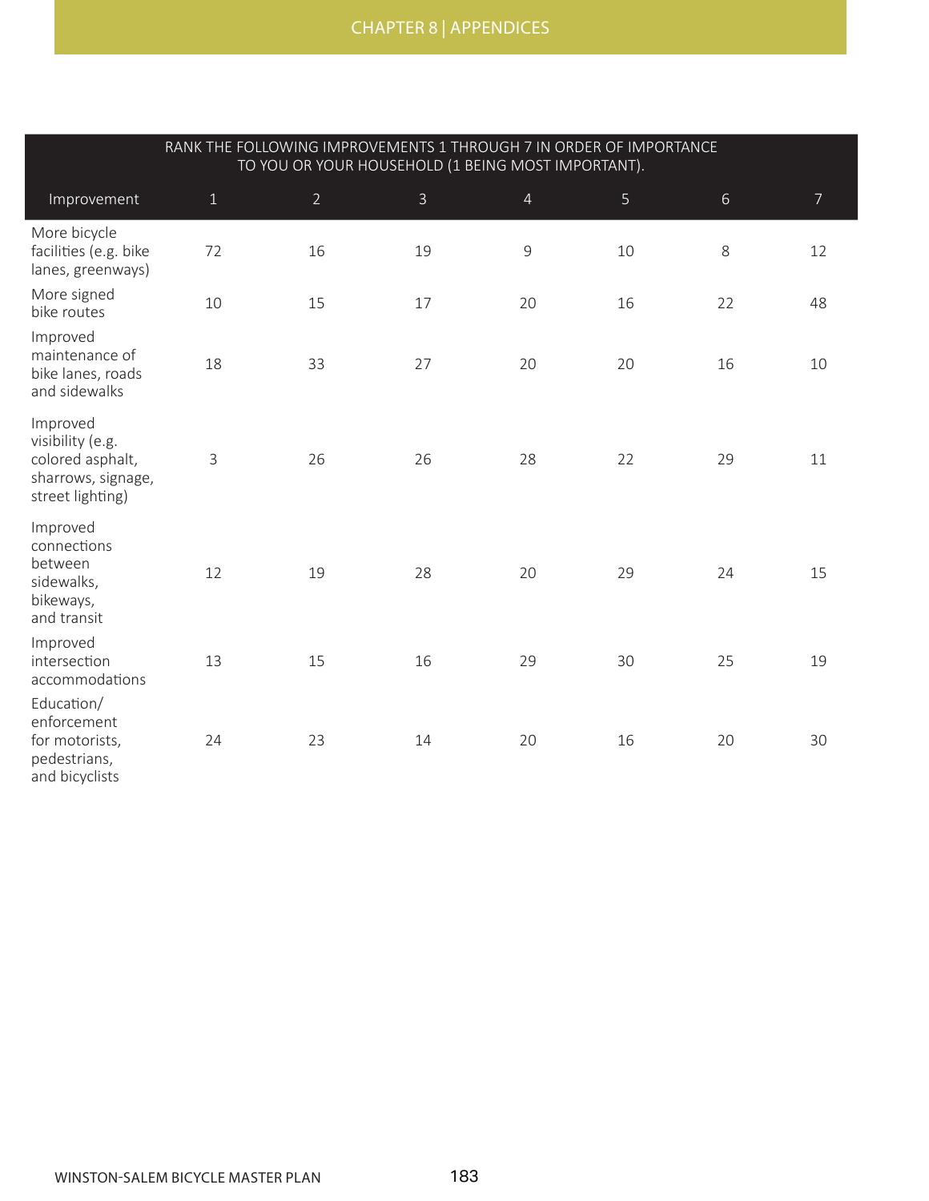| RANK THE FOLLOWING IMPROVEMENTS 1 THROUGH 7 IN ORDER OF IMPORTANCE TO YOU OR YOUR HOUSEHOLD (1 BEING MOST IMPORTANT). | | | | | | | |
|---|---|---|---|---|---|---|---|
| Improvement | 1 | 2 | 3 | 4 | 5 | 6 | 7 |
| More bicycle facilities (e.g. bike lanes, greenways) | 72 | 16 | 19 | 9 | 10 | 8 | 12 |
| More signed bike routes | 10 | 15 | 17 | 20 | 16 | 22 | 48 |
| Improved maintenance of bike lanes, roads and sidewalks | 18 | 33 | 27 | 20 | 20 | 16 | 10 |
| Improved visibility (e.g. colored asphalt, sharrows, signage, street lighting) | 3 | 26 | 26 | 28 | 22 | 29 | 11 |
| Improved connections between sidewalks, bikeways, and transit | 12 | 19 | 28 | 20 | 29 | 24 | 15 |
| Improved intersection accommodations | 13 | 15 | 16 | 29 | 30 | 25 | 19 |
| Education/ enforcement for motorists, pedestrians, and bicyclists | 24 | 23 | 14 | 20 | 16 | 20 | 30 |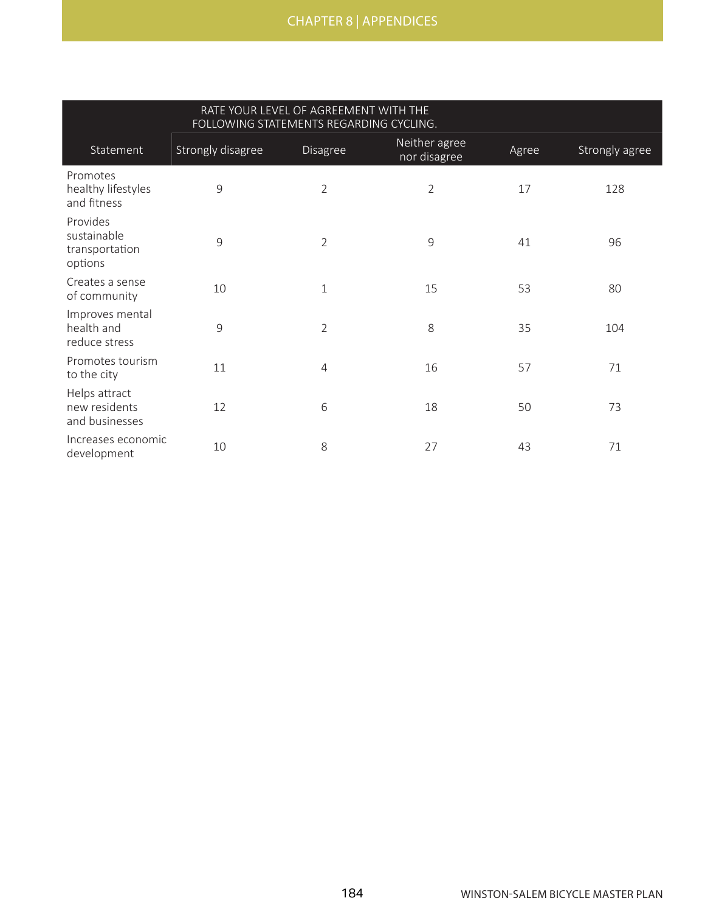| RATE YOUR LEVEL OF AGREEMENT WITH THE FOLLOWING STATEMENTS REGARDING CYCLING. | | | | | |
|---|---|---|---|---|---|
| Statement | Strongly disagree | Disagree | Neither agree nor disagree | Agree | Strongly agree |
| Promotes healthy lifestyles and fitness | 9 | 2 | 2 | 17 | 128 |
| Provides sustainable transportation options | 9 | 2 | 9 | 41 | 96 |
| Creates a sense of community | 10 | 1 | 15 | 53 | 80 |
| Improves mental health and reduce stress | 9 | 2 | 8 | 35 | 104 |
| Promotes tourism to the city | 11 | 4 | 16 | 57 | 71 |
| Helps attract new residents and businesses | 12 | 6 | 18 | 50 | 73 |
| Increases economic development | 10 | 8 | 27 | 43 | 71 |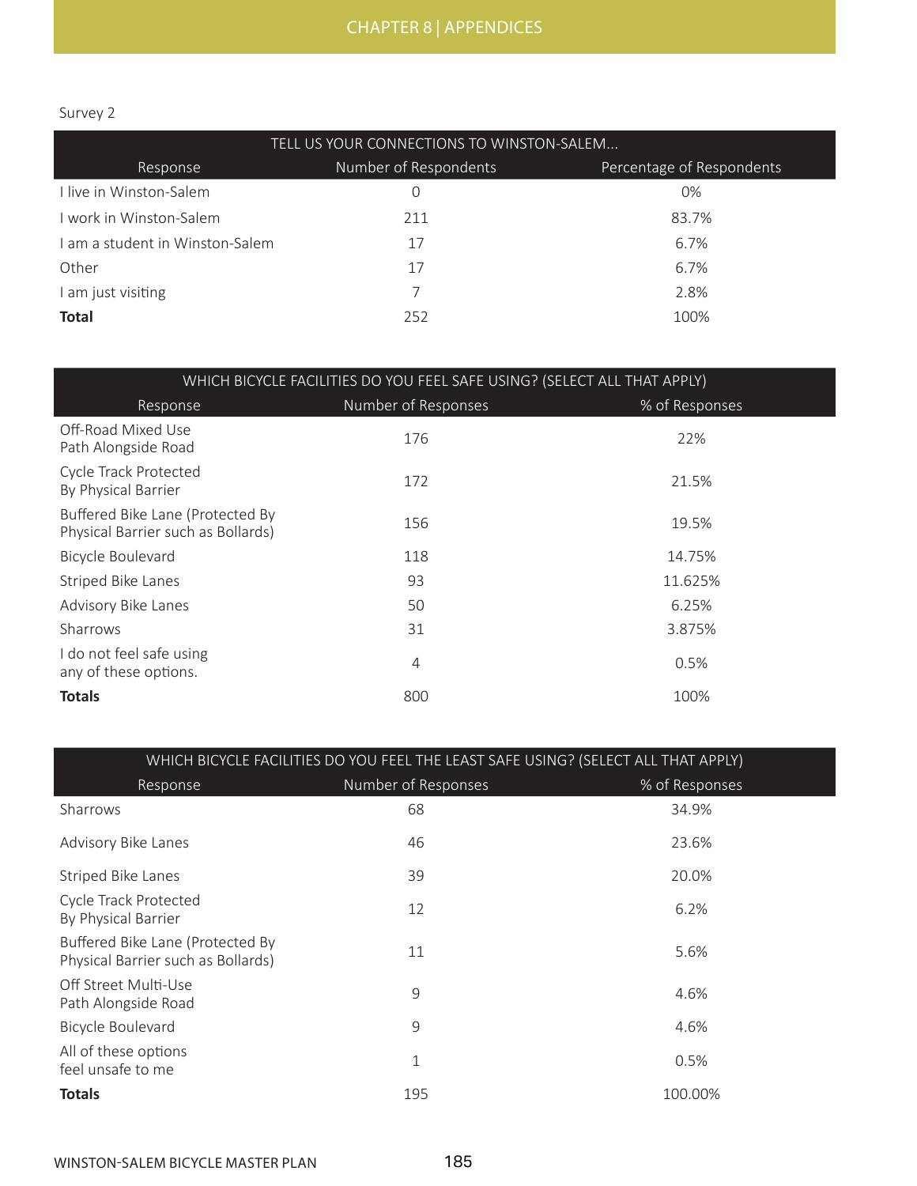Survey 2

| TELL US YOUR CONNECTIONS TO WINSTON-SALEM... | | |
|---|---|---|
| Response | Number of Respondents | Percentage of Respondents |
| I live in Winston-Salem | 0 | 0% |
| I work in Winston-Salem | 211 | 83.7% |
| I am a student in Winston-Salem | 17 | 6.7% |
| Other | 17 | 6.7% |
| I am just visiting | 7 | 2.8% |
| **Total** | 252 | 100% |

| WHICH BICYCLE FACILITIES DO YOU FEEL SAFE USING? (SELECT ALL THAT APPLY) | | |
|---|---|---|
| Response | Number of Responses | % of Responses |
| Off-Road Mixed Use Path Alongside Road | 176 | 22% |
| Cycle Track Protected By Physical Barrier | 172 | 21.5% |
| Buffered Bike Lane (Protected By Physical Barrier such as Bollards) | 156 | 19.5% |
| Bicycle Boulevard | 118 | 14.75% |
| Striped Bike Lanes | 93 | 11.625% |
| Advisory Bike Lanes | 50 | 6.25% |
| Sharrows | 31 | 3.875% |
| I do not feel safe using any of these options. | 4 | 0.5% |
| **Totals** | 800 | 100% |

| WHICH BICYCLE FACILITIES DO YOU FEEL THE LEAST SAFE USING? (SELECT ALL THAT APPLY) | | |
|---|---|---|
| Response | Number of Responses | % of Responses |
| Sharrows | 68 | 34.9% |
| Advisory Bike Lanes | 46 | 23.6% |
| Striped Bike Lanes | 39 | 20.0% |
| Cycle Track Protected By Physical Barrier | 12 | 6.2% |
| Buffered Bike Lane (Protected By Physical Barrier such as Bollards) | 11 | 5.6% |
| Off Street Multi-Use Path Alongside Road | 9 | 4.6% |
| Bicycle Boulevard | 9 | 4.6% |
| All of these options feel unsafe to me | 1 | 0.5% |
| **Totals** | 195 | 100.00% |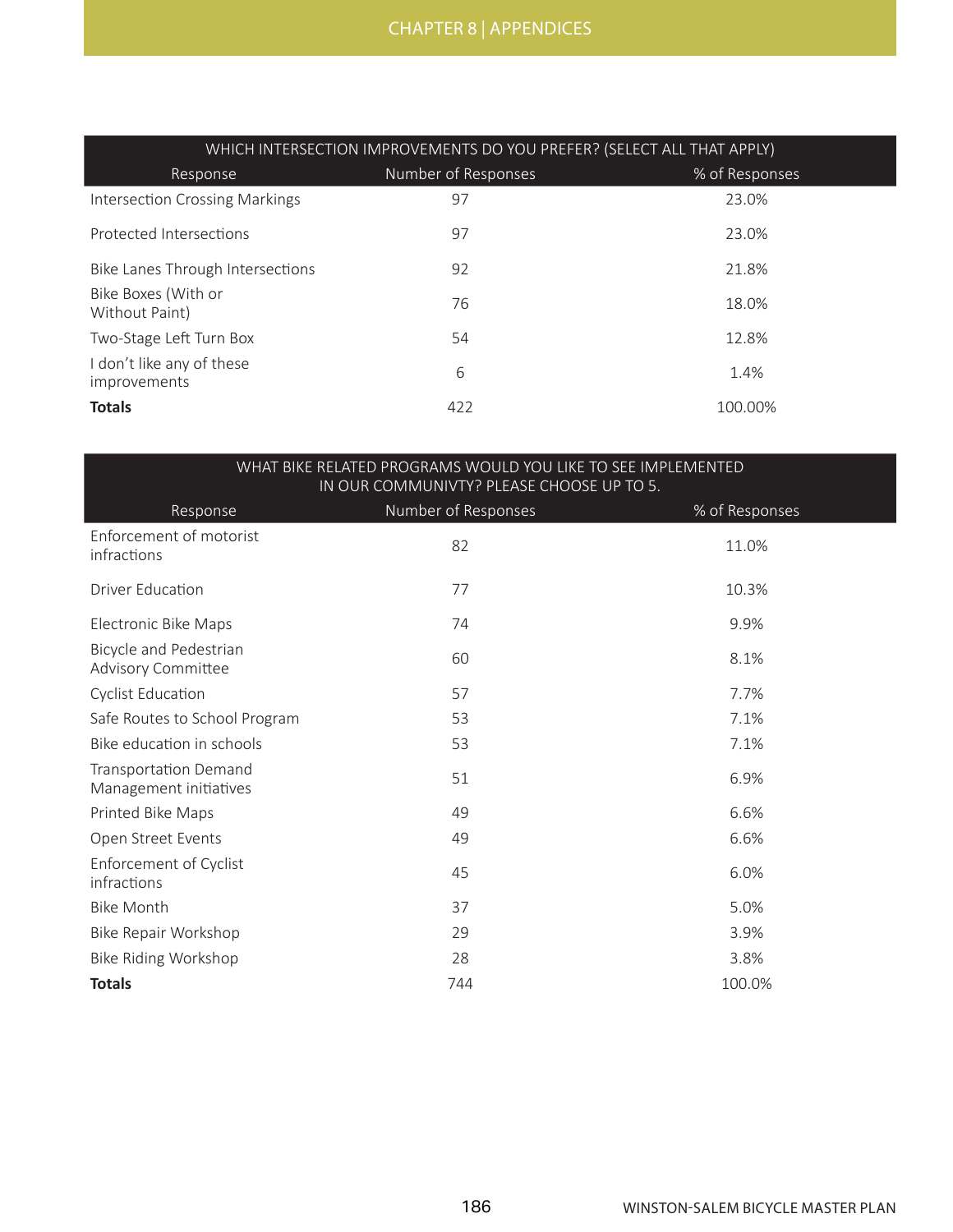| WHICH INTERSECTION IMPROVEMENTS DO YOU PREFER? (SELECT ALL THAT APPLY) | | |
|---|---|---|
| Response | Number of Responses | % of Responses |
| Intersection Crossing Markings | 97 | 23.0% |
| Protected Intersections | 97 | 23.0% |
| Bike Lanes Through Intersections | 92 | 21.8% |
| Bike Boxes (With or Without Paint) | 76 | 18.0% |
| Two-Stage Left Turn Box | 54 | 12.8% |
| I don't like any of these improvements | 6 | 1.4% |
| **Totals** | 422 | 100.00% |

| WHAT BIKE RELATED PROGRAMS WOULD YOU LIKE TO SEE IMPLEMENTED IN OUR COMMUNIVTY? PLEASE CHOOSE UP TO 5. | | |
|---|---|---|
| Response | Number of Responses | % of Responses |
| Enforcement of motorist infractions | 82 | 11.0% |
| Driver Education | 77 | 10.3% |
| Electronic Bike Maps | 74 | 9.9% |
| Bicycle and Pedestrian Advisory Committee | 60 | 8.1% |
| Cyclist Education | 57 | 7.7% |
| Safe Routes to School Program | 53 | 7.1% |
| Bike education in schools | 53 | 7.1% |
| Transportation Demand Management initiatives | 51 | 6.9% |
| Printed Bike Maps | 49 | 6.6% |
| Open Street Events | 49 | 6.6% |
| Enforcement of Cyclist infractions | 45 | 6.0% |
| Bike Month | 37 | 5.0% |
| Bike Repair Workshop | 29 | 3.9% |
| Bike Riding Workshop | 28 | 3.8% |
| **Totals** | 744 | 100.0% |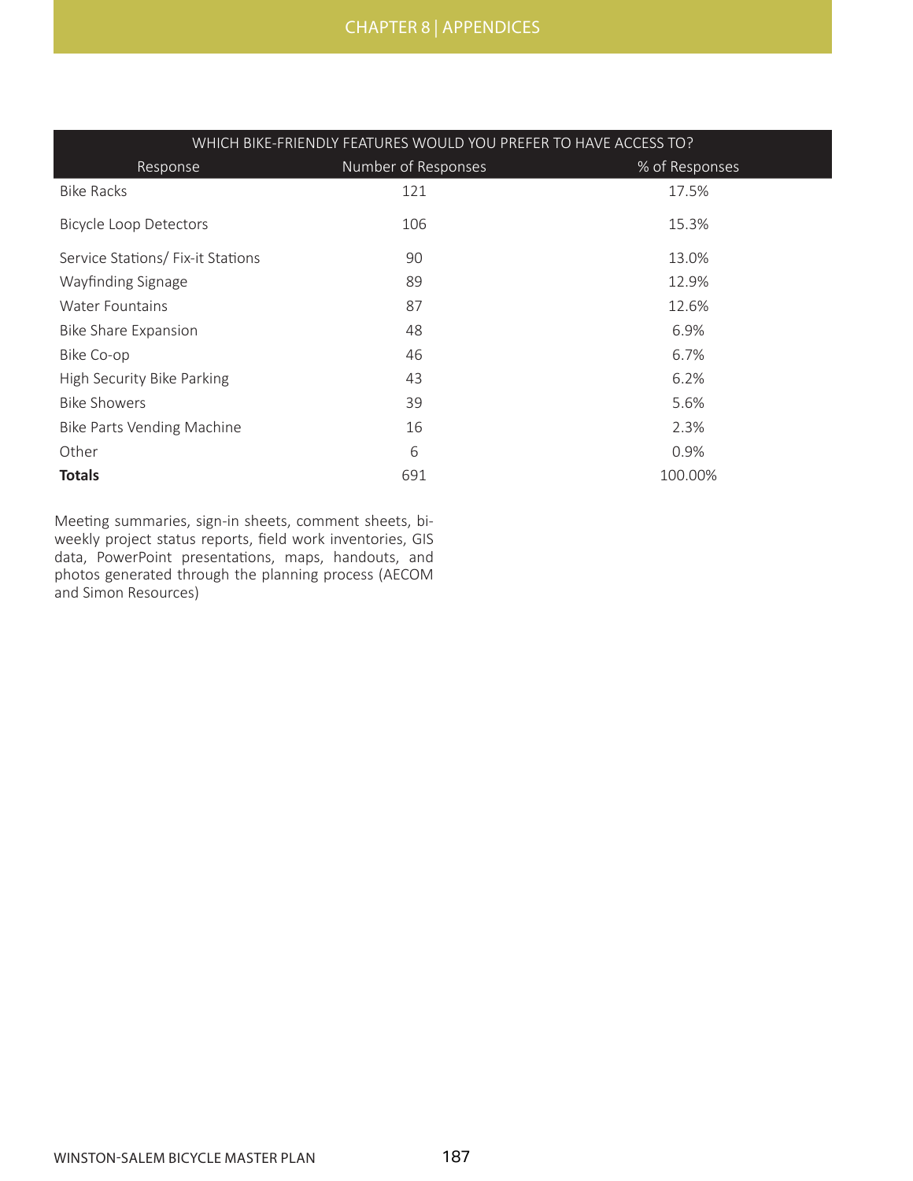| WHICH BIKE-FRIENDLY FEATURES WOULD YOU PREFER TO HAVE ACCESS TO? | | |
|---|---|---|
| Response | Number of Responses | % of Responses |
| Bike Racks | 121 | 17.5% |
| Bicycle Loop Detectors | 106 | 15.3% |
| Service Stations/ Fix-it Stations | 90 | 13.0% |
| Wayfinding Signage | 89 | 12.9% |
| Water Fountains | 87 | 12.6% |
| Bike Share Expansion | 48 | 6.9% |
| Bike Co-op | 46 | 6.7% |
| High Security Bike Parking | 43 | 6.2% |
| Bike Showers | 39 | 5.6% |
| Bike Parts Vending Machine | 16 | 2.3% |
| Other | 6 | 0.9% |
| **Totals** | 691 | 100.00% |

Meeting summaries, sign-in sheets, comment sheets, bi-weekly project status reports, field work inventories, GIS data, PowerPoint presentations, maps, handouts, and photos generated through the planning process (AECOM and Simon Resources)